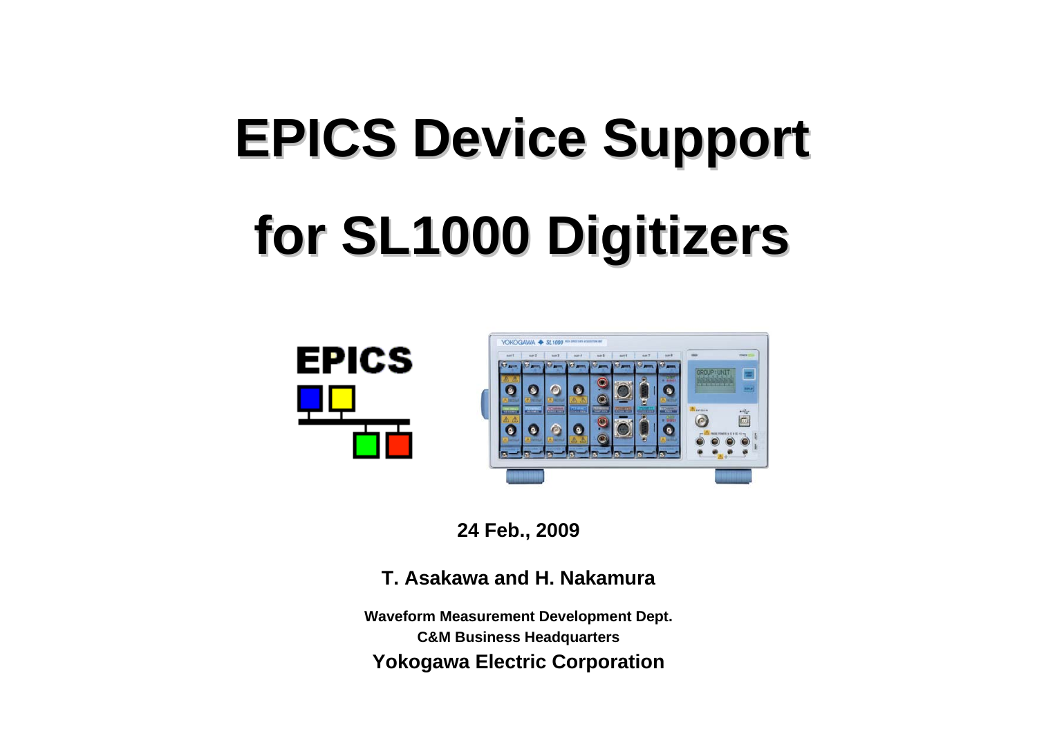# EPICS Device Support

# for SL1000 Digitizers

**24 Feb., 2009**

**T. Asakawa and H. Nakamura**

**Waveform Measurement Development Dept.**

**C&M Business Headquarters**

**Yokogawa Electric Corporation**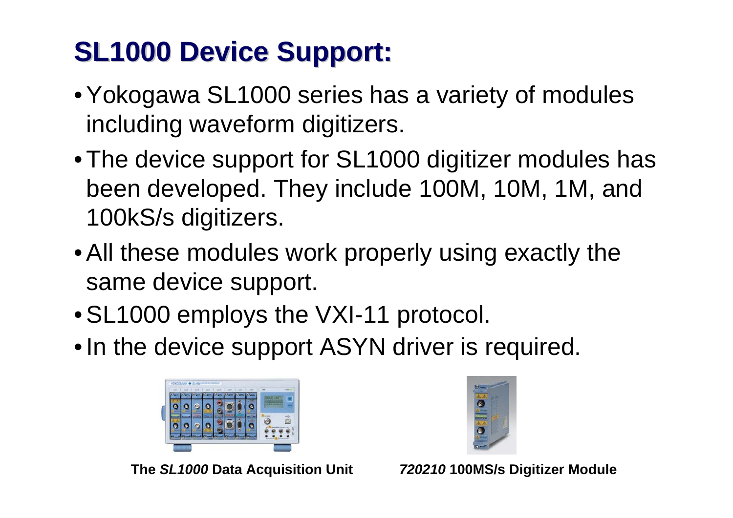# SL1000 Device Support:

- Yokogawa SL1000 series has a variety of modules including waveform digitizers.
- The device support for SL1000 digitizer modules has been developed. They include 100M, 10M, 1M, and 100kS/s digitizers.
- All these modules work properly using exactly the same device support.
- SL1000 employs the VXI-11 protocol.
- In the device support ASYN driver is required.

**The *SL1000* Data Acquisition Unit**

***720210* 100MS/s Digitizer Module**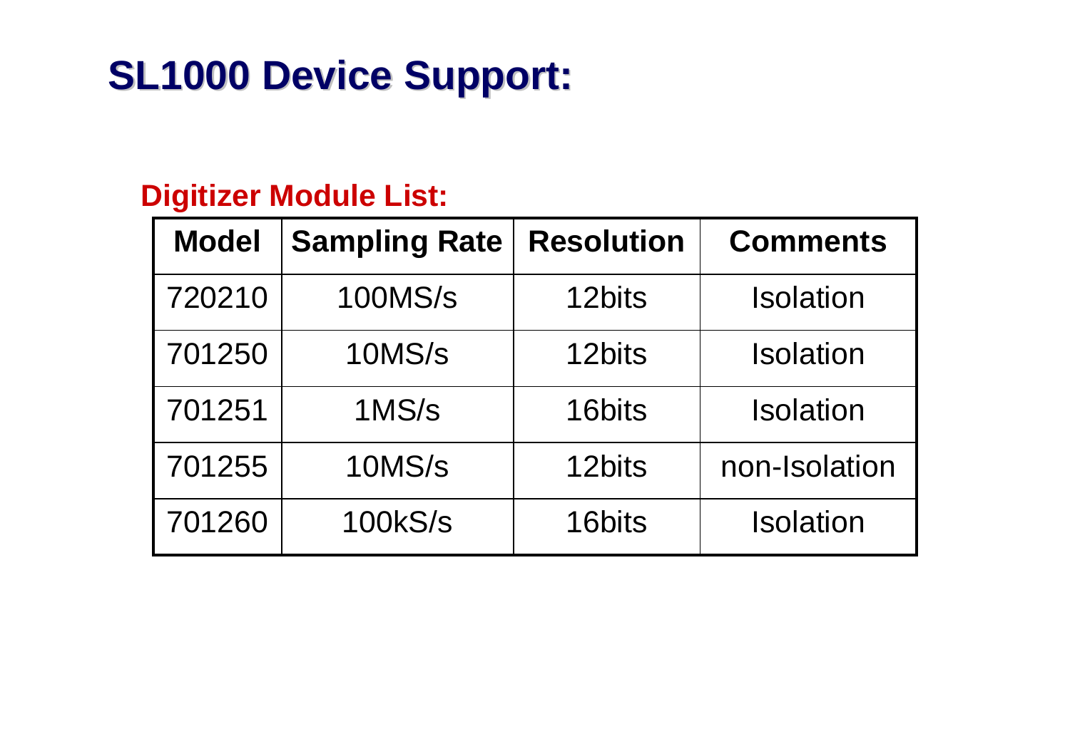# SL1000 Device Support:

**Digitizer Module List:**

| Model | Sampling Rate | Resolution | Comments |
|---|---|---|---|
| 720210 | 100MS/s | 12bits | Isolation |
| 701250 | 10MS/s | 12bits | Isolation |
| 701251 | 1MS/s | 16bits | Isolation |
| 701255 | 10MS/s | 12bits | non-Isolation |
| 701260 | 100kS/s | 16bits | Isolation |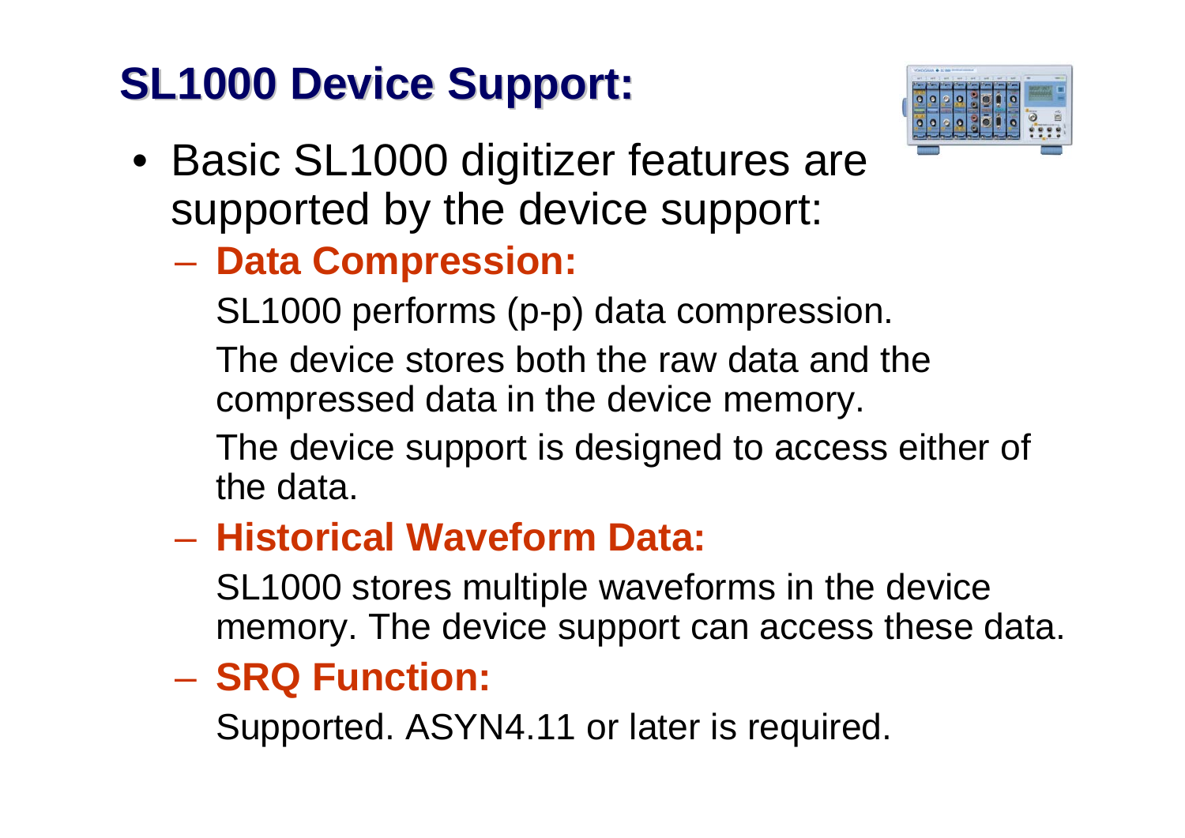# SL1000 Device Support:

- Basic SL1000 digitizer features are supported by the device support:
  - **Data Compression:**

    SL1000 performs (p-p) data compression.

    The device stores both the raw data and the compressed data in the device memory.

    The device support is designed to access either of the data.
  - **Historical Waveform Data:**

    SL1000 stores multiple waveforms in the device memory. The device support can access these data.
  - **SRQ Function:**

    Supported. ASYN4.11 or later is required.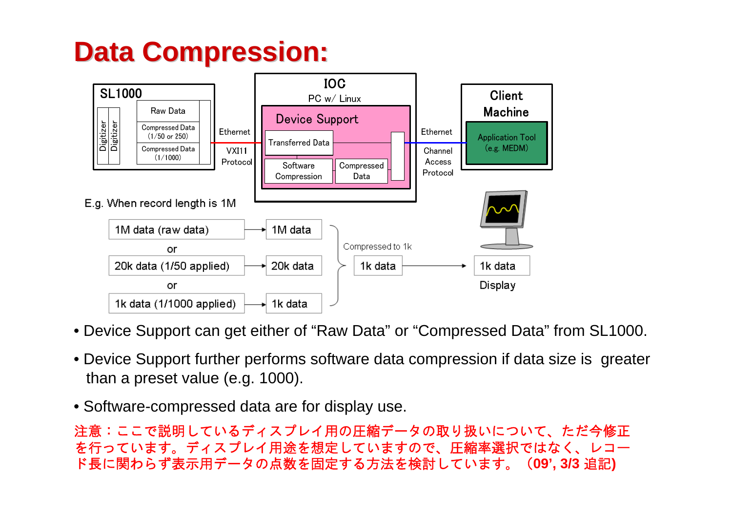# Data Compression:

SL1000

Digitizer | Digitizer

Raw Data

Compressed Data (1/50 or 250)

Compressed Data (1/1000)

Ethernet

VXI11 Protocol

IOC

PC w/ Linux

Device Support

Transferred Data

Software Compression

Compressed Data

Ethernet

Channel Access Protocol

Client Machine

Application Tool (e.g. MEDM)

E.g. When record length is 1M

1M data (raw data) → 1M data

or

20k data (1/50 applied) → 20k data

or

1k data (1/1000 applied) → 1k data

Compressed to 1k

1k data → 1k data

Display

- Device Support can get either of “Raw Data” or “Compressed Data” from SL1000.
- Device Support further performs software data compression if data size is greater than a preset value (e.g. 1000).
- Software-compressed data are for display use.

注意：ここで説明しているディスプレイ用の圧縮データの取り扱いについて、ただ今修正を行っています。ディスプレイ用途を想定していますので、圧縮率選択ではなく、レコード長に関わらず表示用データの点数を固定する方法を検討しています。（**09’, 3/3** 追記**)**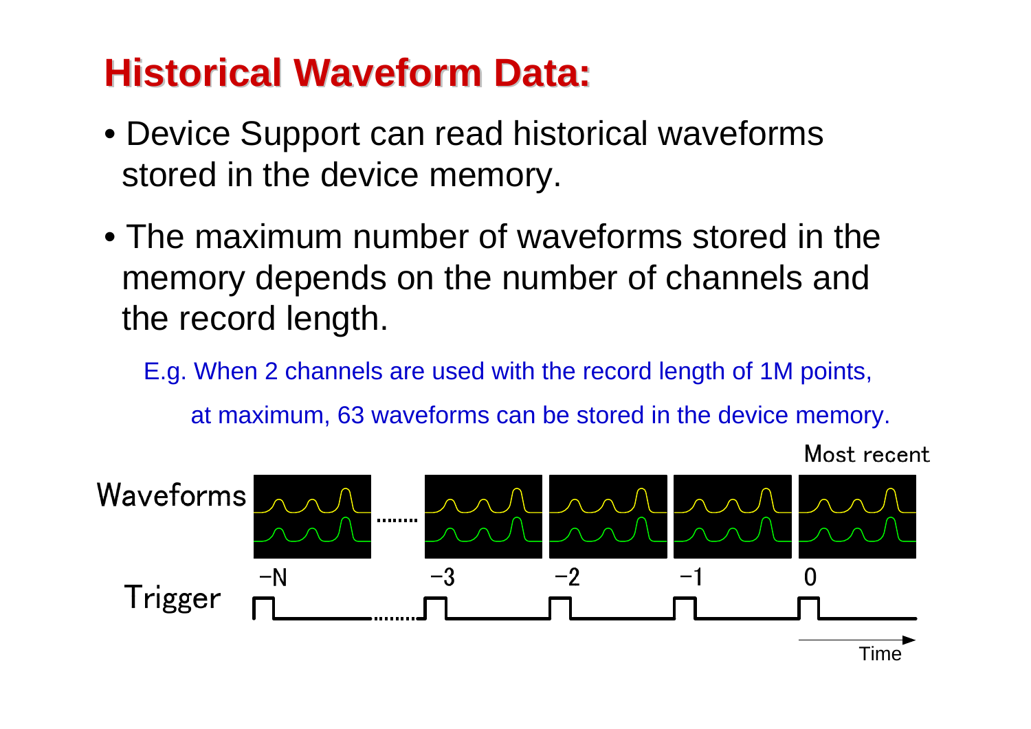# Historical Waveform Data:

- Device Support can read historical waveforms stored in the device memory.
- The maximum number of waveforms stored in the memory depends on the number of channels and the record length.

  E.g. When 2 channels are used with the record length of 1M points,

  at maximum, 63 waveforms can be stored in the device memory.

Most recent

Waveforms

Trigger

−N ....... −3 −2 −1 0

Time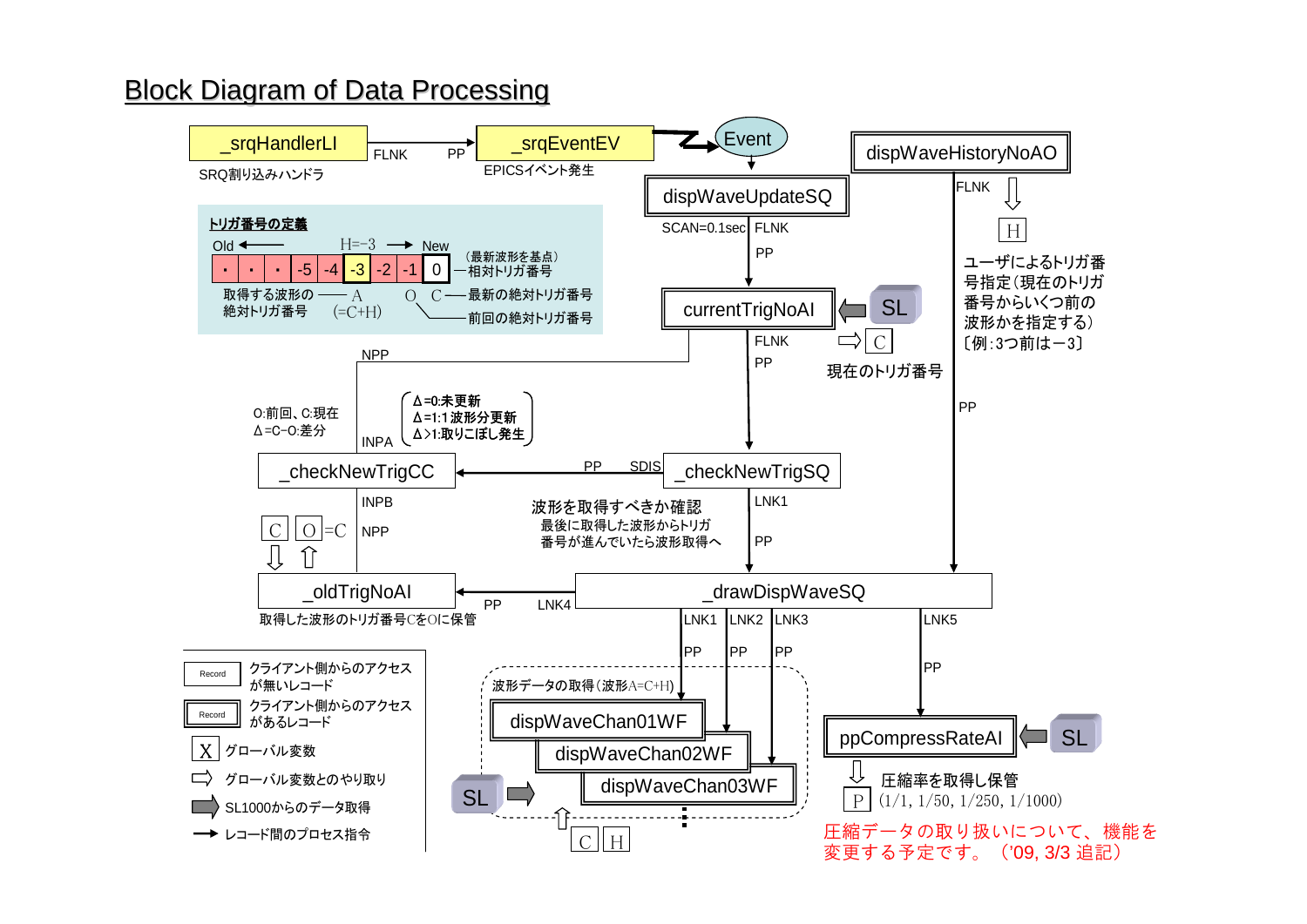# Block Diagram of Data Processing

_srqHandlerLI —FLNK— PP→ _srqEventEV → Event

SRQ割り込みハンドラ

EPICSイベント発生

dispWaveUpdateSQ

SCAN=0.1sec FLNK PP

currentTrigNoAI ← SL

FLNK PP ⇨ C

現在のトリガ番号

dispWaveHistoryNoAO

FLNK ⇩ H

ユーザによるトリガ番号指定（現在のトリガ番号からいくつ前の波形かを指定する）〔例：3つ前はー3〕

**トリガ番号の定義**

Old ← H=−3 → New

| ・ | ・ | ・ | -5 | -4 | -3 | -2 | -1 | 0 |
|---|---|---|---|---|---|---|---|---|

（最新波形を基点）—相対トリガ番号

取得する波形の絶対トリガ番号 —— A (=C+H)

O C —— 最新の絶対トリガ番号

前回の絶対トリガ番号

NPP

O:前回、C:現在
Δ=C−O:差分

INPA

Δ=0:未更新
Δ=1:1波形分更新
Δ>1:取りこぼし発生

_checkNewTrigCC ← PP SDIS — _checkNewTrigSQ

INPB

NPP

C ⇩ O ⇧ =C

波形を取得すべきか確認
最後に取得した波形からトリガ番号が進んでいたら波形取得へ

LNK1 PP

_oldTrigNoAI ← PP LNK4 — _drawDispWaveSQ

取得した波形のトリガ番号CをOに保管

LNK1 PP / LNK2 PP / LNK3 PP / LNK5 PP

波形データの取得（波形A=C+H）

dispWaveChan01WF

dispWaveChan02WF

dispWaveChan03WF

SL ⇨ ⇧ C H

ppCompressRateAI ← SL

⇩ 圧縮率を取得し保管

P (1/1, 1/50, 1/250, 1/1000)

圧縮データの取り扱いについて、機能を変更する予定です。（'09, 3/3 追記）

| 記号 | 説明 |
|---|---|
| Record | クライアント側からのアクセスが無いレコード |
| Record（二重枠） | クライアント側からのアクセスがあるレコード |
| X | グローバル変数 |
| ⇨ | グローバル変数とのやり取り |
| ➡（灰色） | SL1000からのデータ取得 |
| → | レコード間のプロセス指令 |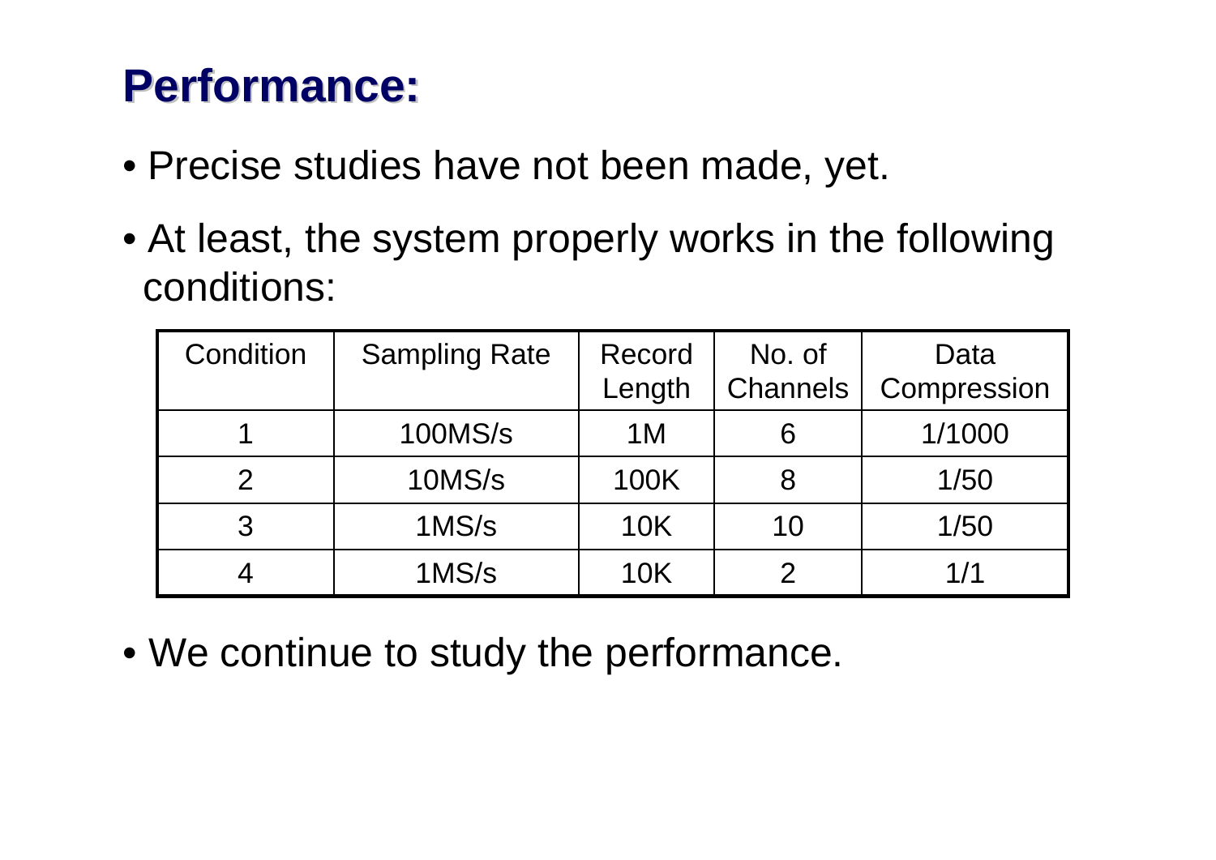# Performance:

- Precise studies have not been made, yet.
- At least, the system properly works in the following conditions:

| Condition | Sampling Rate | Record Length | No. of Channels | Data Compression |
|---|---|---|---|---|
| 1 | 100MS/s | 1M | 6 | 1/1000 |
| 2 | 10MS/s | 100K | 8 | 1/50 |
| 3 | 1MS/s | 10K | 10 | 1/50 |
| 4 | 1MS/s | 10K | 2 | 1/1 |

- We continue to study the performance.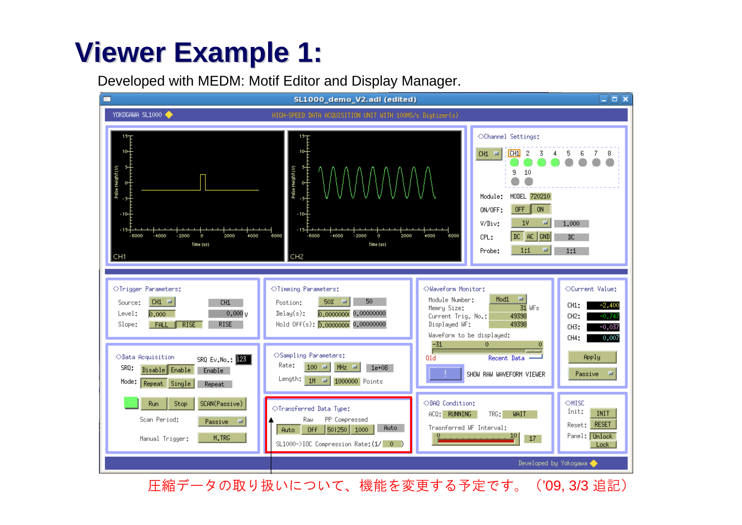# Viewer Example 1:

Developed with MEDM: Motif Editor and Display Manager.

SL1000_demo_V2.adl (edited)

YOKOGAWA SL1000 — HIGH-SPEED DATA ACQUISITION UNIT WITH 100MS/s Digtizer(s)

圧縮データの取り扱いについて、機能を変更する予定です。（’09, 3/3 追記）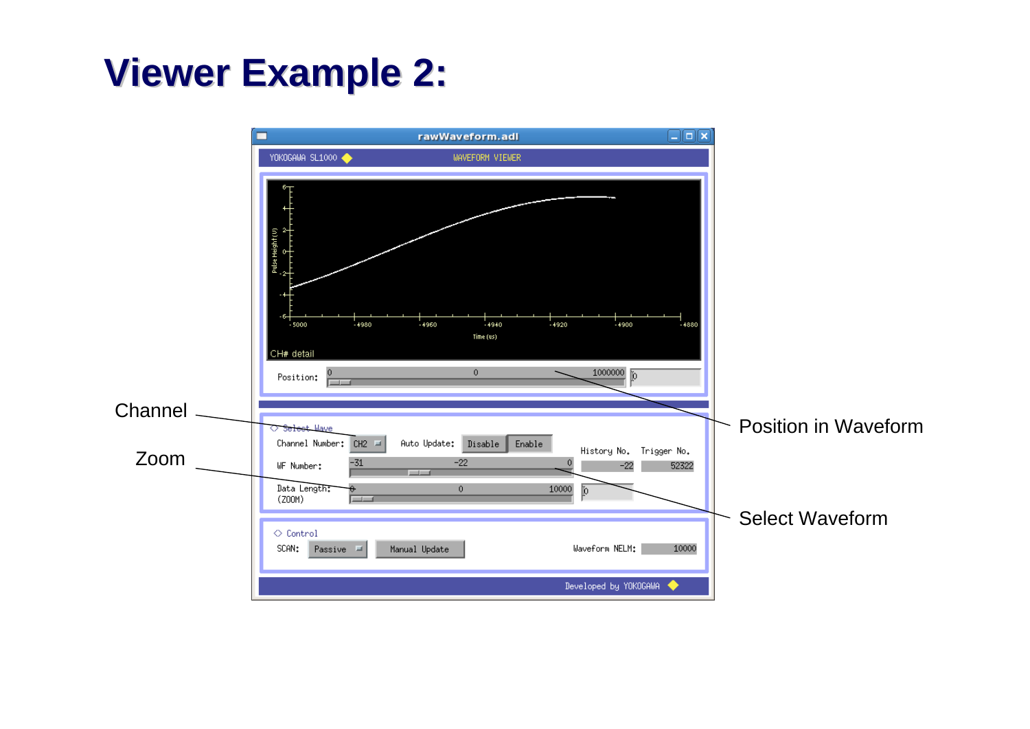# Viewer Example 2:

Channel

Zoom

Position in Waveform

Select Waveform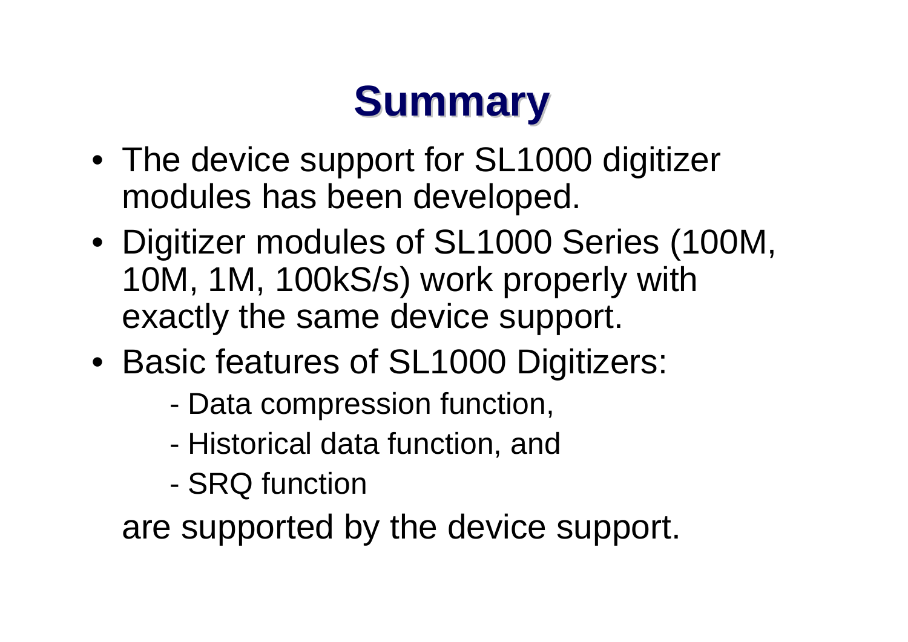# Summary

- The device support for SL1000 digitizer modules has been developed.
- Digitizer modules of SL1000 Series (100M, 10M, 1M, 100kS/s) work properly with exactly the same device support.
- Basic features of SL1000 Digitizers:
    - Data compression function,
    - Historical data function, and
    - SRQ function

  are supported by the device support.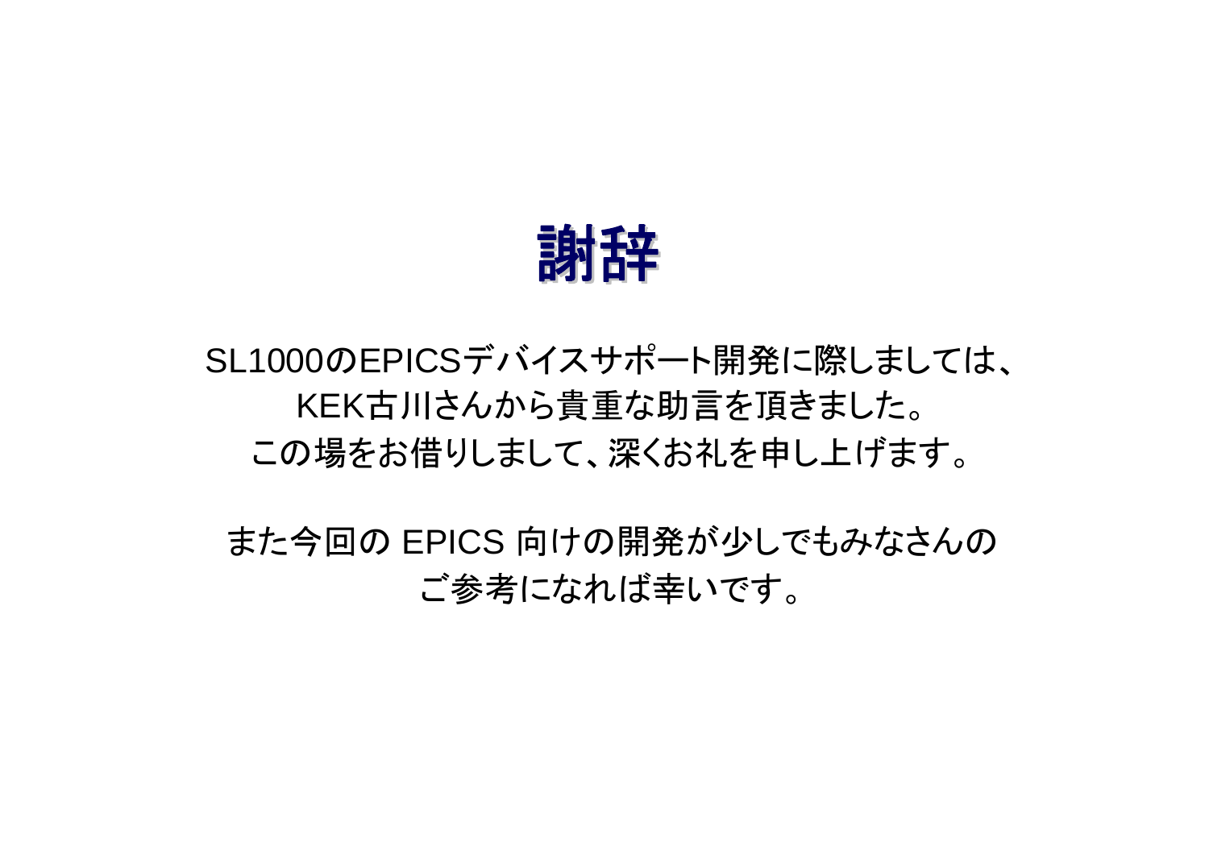# 謝辞

SL1000のEPICSデバイスサポート開発に際しましては、
KEK古川さんから貴重な助言を頂きました。
この場をお借りしまして、深くお礼を申し上げます。

また今回の EPICS 向けの開発が少しでもみなさんの
ご参考になれば幸いです。